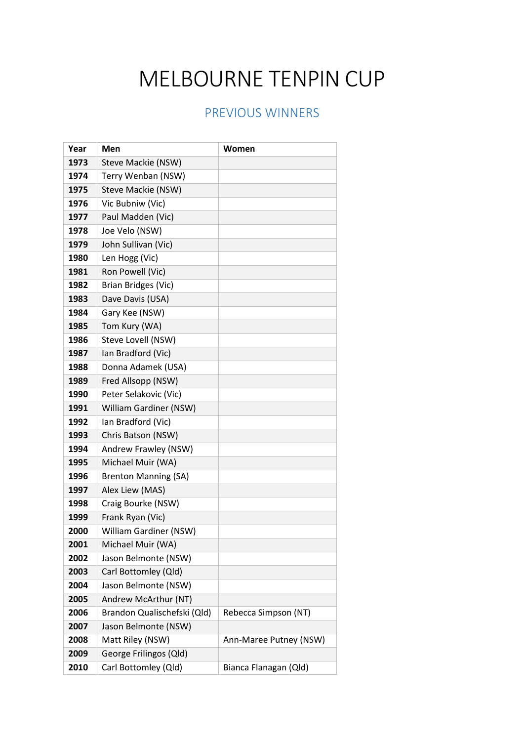# MELBOURNE TENPIN CUP

## PREVIOUS WINNERS

| Year | Men | Women |
|---|---|---|
| 1973 | Steve Mackie (NSW) | |
| 1974 | Terry Wenban (NSW) | |
| 1975 | Steve Mackie (NSW) | |
| 1976 | Vic Bubniw (Vic) | |
| 1977 | Paul Madden (Vic) | |
| 1978 | Joe Velo (NSW) | |
| 1979 | John Sullivan (Vic) | |
| 1980 | Len Hogg (Vic) | |
| 1981 | Ron Powell (Vic) | |
| 1982 | Brian Bridges (Vic) | |
| 1983 | Dave Davis (USA) | |
| 1984 | Gary Kee (NSW) | |
| 1985 | Tom Kury (WA) | |
| 1986 | Steve Lovell (NSW) | |
| 1987 | Ian Bradford (Vic) | |
| 1988 | Donna Adamek (USA) | |
| 1989 | Fred Allsopp (NSW) | |
| 1990 | Peter Selakovic (Vic) | |
| 1991 | William Gardiner (NSW) | |
| 1992 | Ian Bradford (Vic) | |
| 1993 | Chris Batson (NSW) | |
| 1994 | Andrew Frawley (NSW) | |
| 1995 | Michael Muir (WA) | |
| 1996 | Brenton Manning (SA) | |
| 1997 | Alex Liew (MAS) | |
| 1998 | Craig Bourke (NSW) | |
| 1999 | Frank Ryan (Vic) | |
| 2000 | William Gardiner (NSW) | |
| 2001 | Michael Muir (WA) | |
| 2002 | Jason Belmonte (NSW) | |
| 2003 | Carl Bottomley (Qld) | |
| 2004 | Jason Belmonte (NSW) | |
| 2005 | Andrew McArthur (NT) | |
| 2006 | Brandon Qualischefski (Qld) | Rebecca Simpson (NT) |
| 2007 | Jason Belmonte (NSW) | |
| 2008 | Matt Riley (NSW) | Ann-Maree Putney (NSW) |
| 2009 | George Frilingos (Qld) | |
| 2010 | Carl Bottomley (Qld) | Bianca Flanagan (Qld) |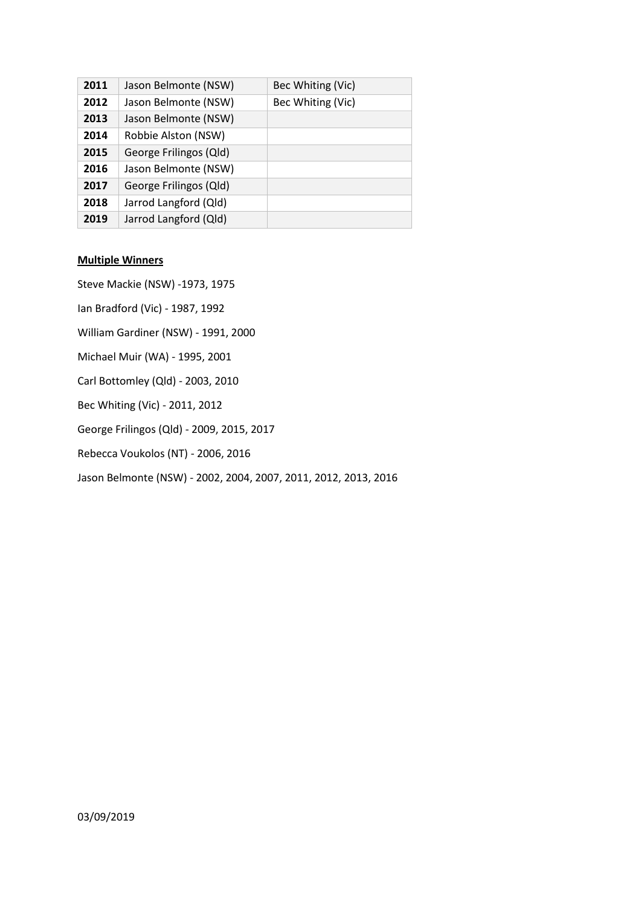| | | |
|---|---|---|
| **2011** | Jason Belmonte (NSW) | Bec Whiting (Vic) |
| **2012** | Jason Belmonte (NSW) | Bec Whiting (Vic) |
| **2013** | Jason Belmonte (NSW) | |
| **2014** | Robbie Alston (NSW) | |
| **2015** | George Frilingos (Qld) | |
| **2016** | Jason Belmonte (NSW) | |
| **2017** | George Frilingos (Qld) | |
| **2018** | Jarrod Langford (Qld) | |
| **2019** | Jarrod Langford (Qld) | |

**Multiple Winners**

Steve Mackie (NSW) -1973, 1975

Ian Bradford (Vic) - 1987, 1992

William Gardiner (NSW) - 1991, 2000

Michael Muir (WA) - 1995, 2001

Carl Bottomley (Qld) - 2003, 2010

Bec Whiting (Vic) - 2011, 2012

George Frilingos (Qld) - 2009, 2015, 2017

Rebecca Voukolos (NT) - 2006, 2016

Jason Belmonte (NSW) - 2002, 2004, 2007, 2011, 2012, 2013, 2016

03/09/2019